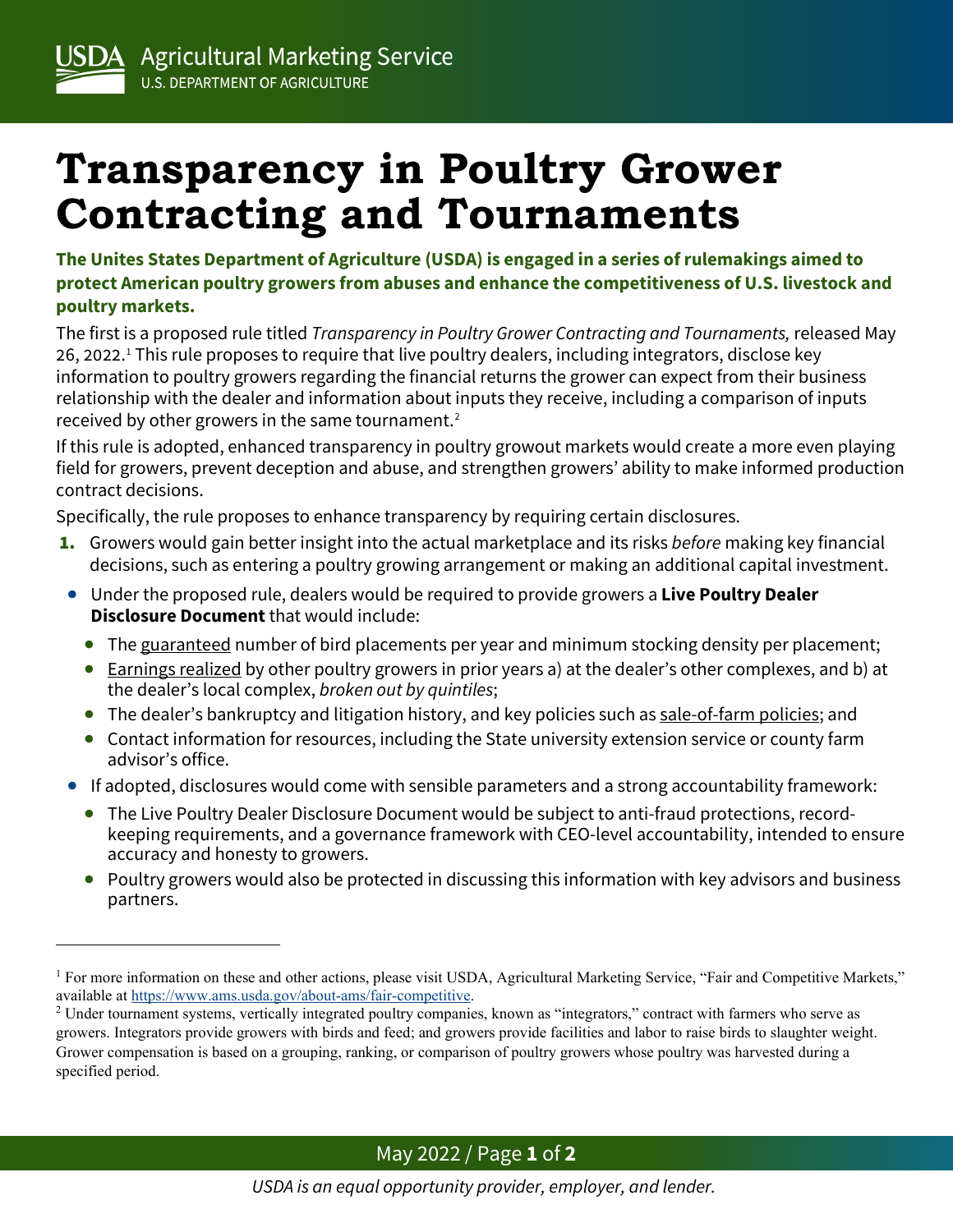USDA Agricultural Marketing Service
U.S. DEPARTMENT OF AGRICULTURE

# Transparency in Poultry Grower Contracting and Tournaments

**The Unites States Department of Agriculture (USDA) is engaged in a series of rulemakings aimed to protect American poultry growers from abuses and enhance the competitiveness of U.S. livestock and poultry markets.**

The first is a proposed rule titled *Transparency in Poultry Grower Contracting and Tournaments,* released May 26, 2022.[1] This rule proposes to require that live poultry dealers, including integrators, disclose key information to poultry growers regarding the financial returns the grower can expect from their business relationship with the dealer and information about inputs they receive, including a comparison of inputs received by other growers in the same tournament.[2]

If this rule is adopted, enhanced transparency in poultry growout markets would create a more even playing field for growers, prevent deception and abuse, and strengthen growers' ability to make informed production contract decisions.

Specifically, the rule proposes to enhance transparency by requiring certain disclosures.

1. Growers would gain better insight into the actual marketplace and its risks *before* making key financial decisions, such as entering a poultry growing arrangement or making an additional capital investment.

- Under the proposed rule, dealers would be required to provide growers a **Live Poultry Dealer Disclosure Document** that would include:
  - The guaranteed number of bird placements per year and minimum stocking density per placement;
  - Earnings realized by other poultry growers in prior years a) at the dealer's other complexes, and b) at the dealer's local complex, *broken out by quintiles*;
  - The dealer's bankruptcy and litigation history, and key policies such as sale-of-farm policies; and
  - Contact information for resources, including the State university extension service or county farm advisor's office.
- If adopted, disclosures would come with sensible parameters and a strong accountability framework:
  - The Live Poultry Dealer Disclosure Document would be subject to anti-fraud protections, record-keeping requirements, and a governance framework with CEO-level accountability, intended to ensure accuracy and honesty to growers.
  - Poultry growers would also be protected in discussing this information with key advisors and business partners.

---

[1] For more information on these and other actions, please visit USDA, Agricultural Marketing Service, "Fair and Competitive Markets," available at https://www.ams.usda.gov/about-ams/fair-competitive.

[2] Under tournament systems, vertically integrated poultry companies, known as "integrators," contract with farmers who serve as growers. Integrators provide growers with birds and feed; and growers provide facilities and labor to raise birds to slaughter weight. Grower compensation is based on a grouping, ranking, or comparison of poultry growers whose poultry was harvested during a specified period.

*USDA is an equal opportunity provider, employer, and lender.*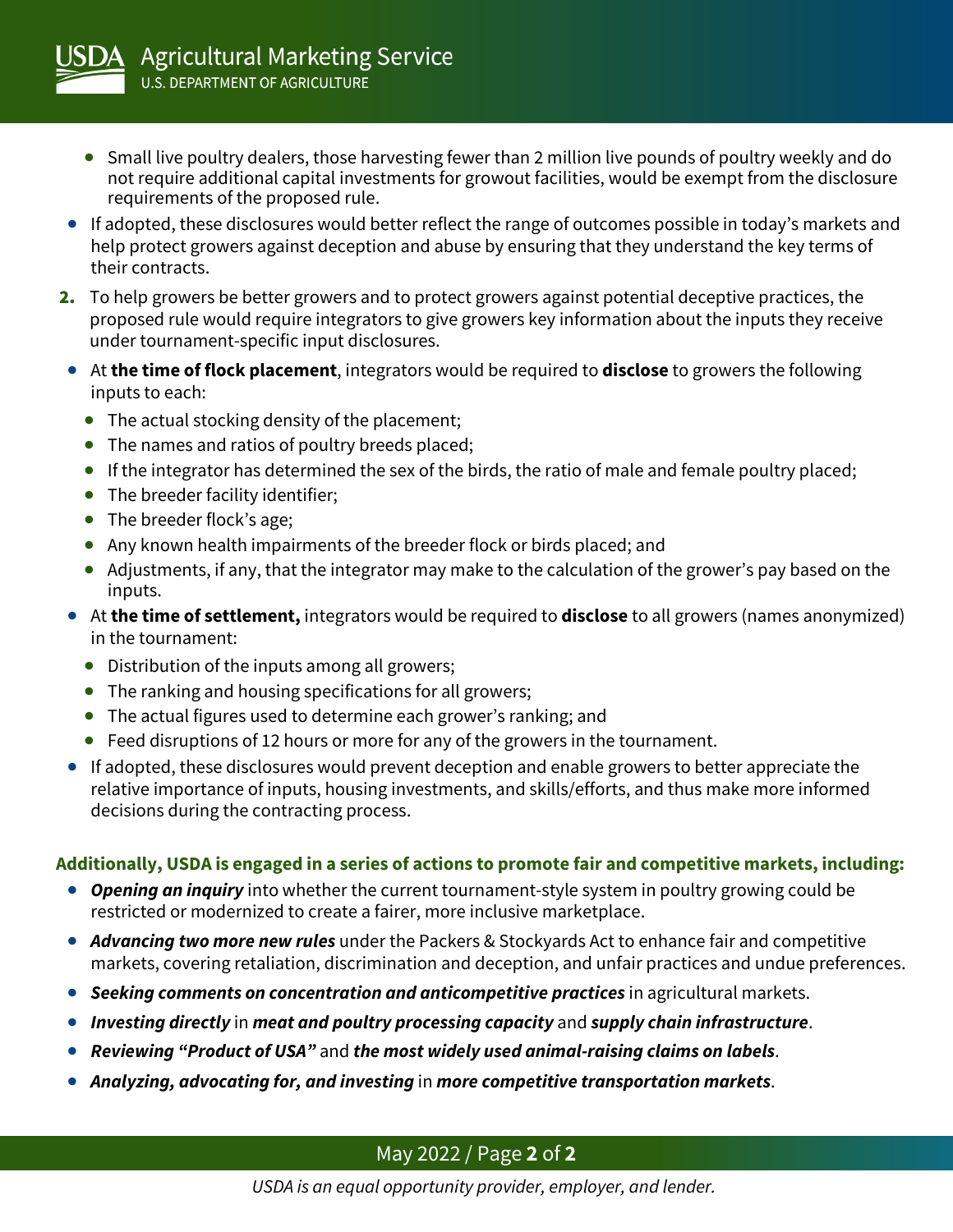- Small live poultry dealers, those harvesting fewer than 2 million live pounds of poultry weekly and do not require additional capital investments for growout facilities, would be exempt from the disclosure requirements of the proposed rule.
- If adopted, these disclosures would better reflect the range of outcomes possible in today's markets and help protect growers against deception and abuse by ensuring that they understand the key terms of their contracts.

2. To help growers be better growers and to protect growers against potential deceptive practices, the proposed rule would require integrators to give growers key information about the inputs they receive under tournament-specific input disclosures.

- At **the time of flock placement**, integrators would be required to **disclose** to growers the following inputs to each:
  - The actual stocking density of the placement;
  - The names and ratios of poultry breeds placed;
  - If the integrator has determined the sex of the birds, the ratio of male and female poultry placed;
  - The breeder facility identifier;
  - The breeder flock's age;
  - Any known health impairments of the breeder flock or birds placed; and
  - Adjustments, if any, that the integrator may make to the calculation of the grower's pay based on the inputs.
- At **the time of settlement,** integrators would be required to **disclose** to all growers (names anonymized) in the tournament:
  - Distribution of the inputs among all growers;
  - The ranking and housing specifications for all growers;
  - The actual figures used to determine each grower's ranking; and
  - Feed disruptions of 12 hours or more for any of the growers in the tournament.
- If adopted, these disclosures would prevent deception and enable growers to better appreciate the relative importance of inputs, housing investments, and skills/efforts, and thus make more informed decisions during the contracting process.

**Additionally, USDA is engaged in a series of actions to promote fair and competitive markets, including:**

- ***Opening an inquiry*** into whether the current tournament-style system in poultry growing could be restricted or modernized to create a fairer, more inclusive marketplace.
- ***Advancing two more new rules*** under the Packers & Stockyards Act to enhance fair and competitive markets, covering retaliation, discrimination and deception, and unfair practices and undue preferences.
- ***Seeking comments on concentration and anticompetitive practices*** in agricultural markets.
- ***Investing directly*** in ***meat and poultry processing capacity*** and ***supply chain infrastructure***.
- ***Reviewing "Product of USA"*** and ***the most widely used animal-raising claims on labels***.
- ***Analyzing, advocating for, and investing*** in ***more competitive transportation markets***.

*USDA is an equal opportunity provider, employer, and lender.*